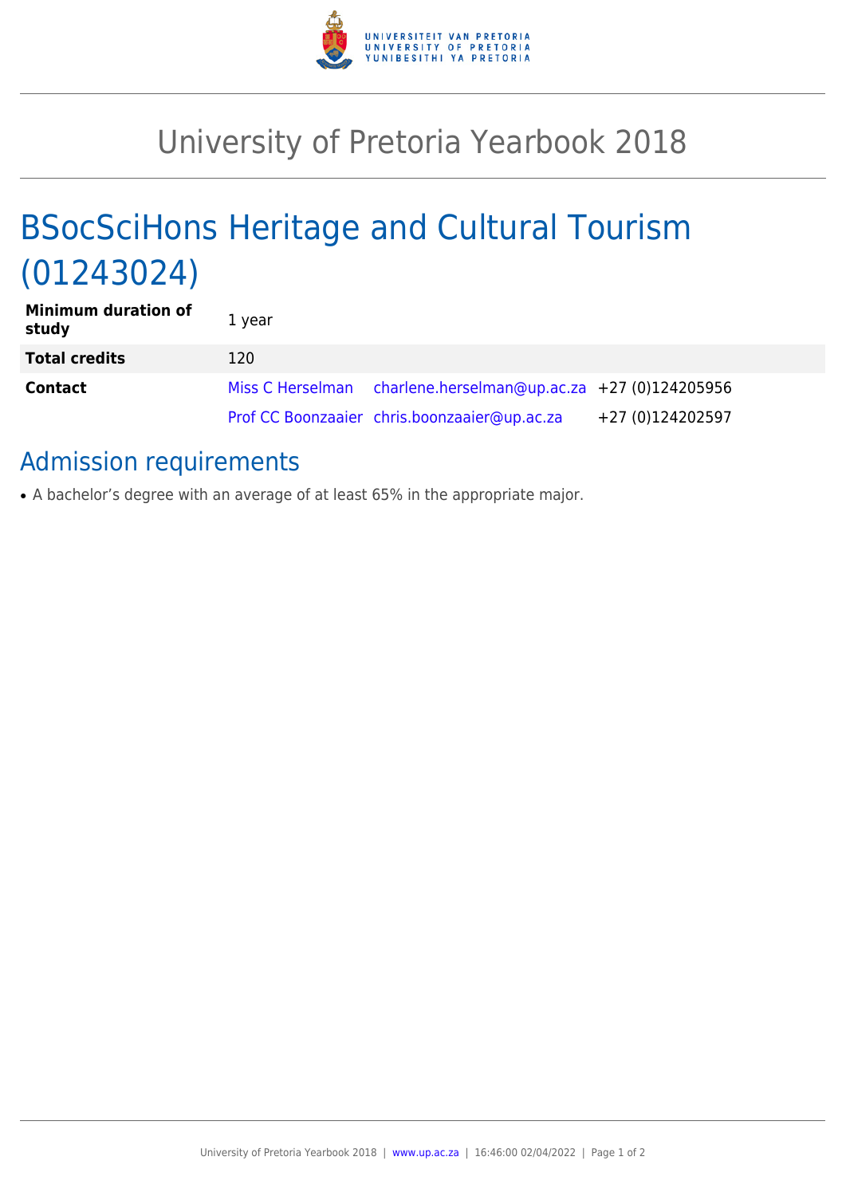# University of Pretoria Yearbook 2018

## BSocSciHons Heritage and Cultural Tourism (01243024)

| | | | |
|---|---|---|---|
| **Minimum duration of study** | 1 year | | |
| **Total credits** | 120 | | |
| **Contact** | Miss C Herselman | charlene.herselman@up.ac.za | +27 (0)124205956 |
| | Prof CC Boonzaaier | chris.boonzaaier@up.ac.za | +27 (0)124202597 |

## Admission requirements

- A bachelor's degree with an average of at least 65% in the appropriate major.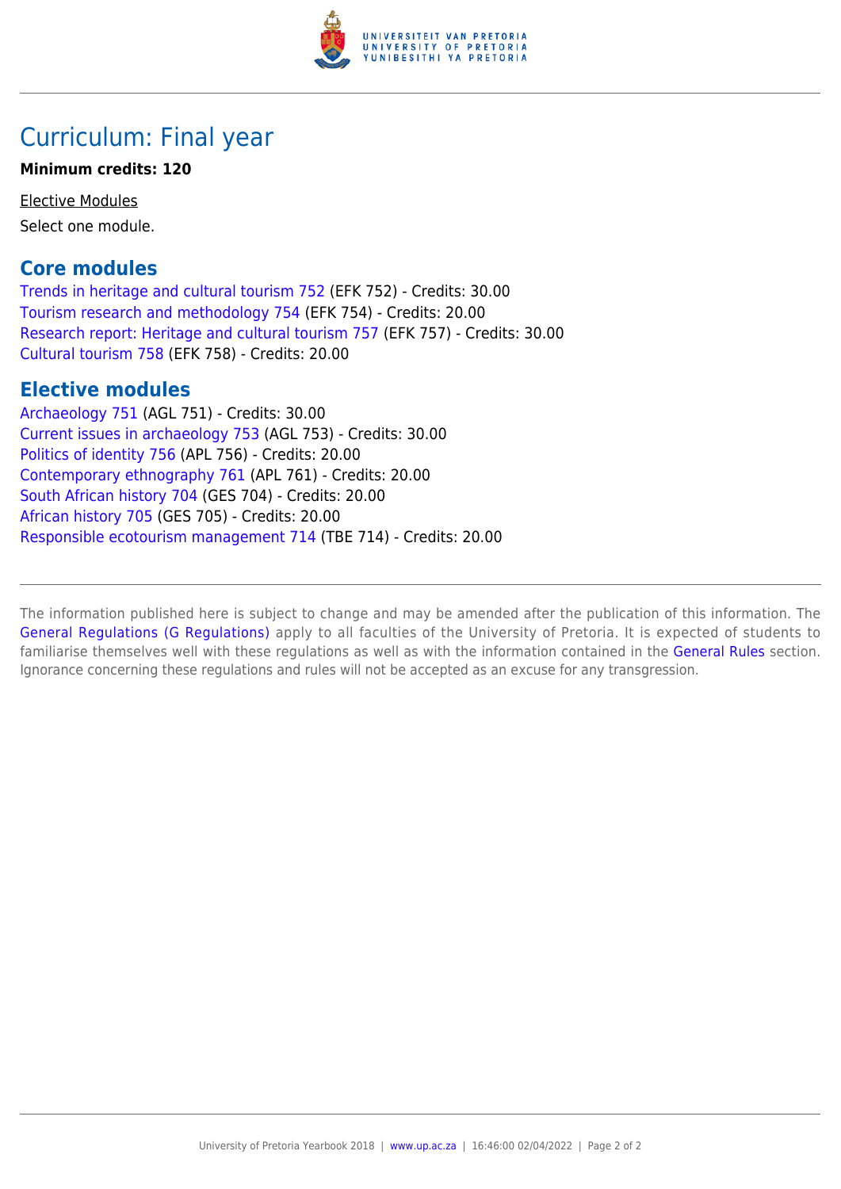# Curriculum: Final year

**Minimum credits: 120**

Elective Modules

Select one module.

## Core modules

Trends in heritage and cultural tourism 752 (EFK 752) - Credits: 30.00
Tourism research and methodology 754 (EFK 754) - Credits: 20.00
Research report: Heritage and cultural tourism 757 (EFK 757) - Credits: 30.00
Cultural tourism 758 (EFK 758) - Credits: 20.00

## Elective modules

Archaeology 751 (AGL 751) - Credits: 30.00
Current issues in archaeology 753 (AGL 753) - Credits: 30.00
Politics of identity 756 (APL 756) - Credits: 20.00
Contemporary ethnography 761 (APL 761) - Credits: 20.00
South African history 704 (GES 704) - Credits: 20.00
African history 705 (GES 705) - Credits: 20.00
Responsible ecotourism management 714 (TBE 714) - Credits: 20.00

The information published here is subject to change and may be amended after the publication of this information. The General Regulations (G Regulations) apply to all faculties of the University of Pretoria. It is expected of students to familiarise themselves well with these regulations as well as with the information contained in the General Rules section. Ignorance concerning these regulations and rules will not be accepted as an excuse for any transgression.